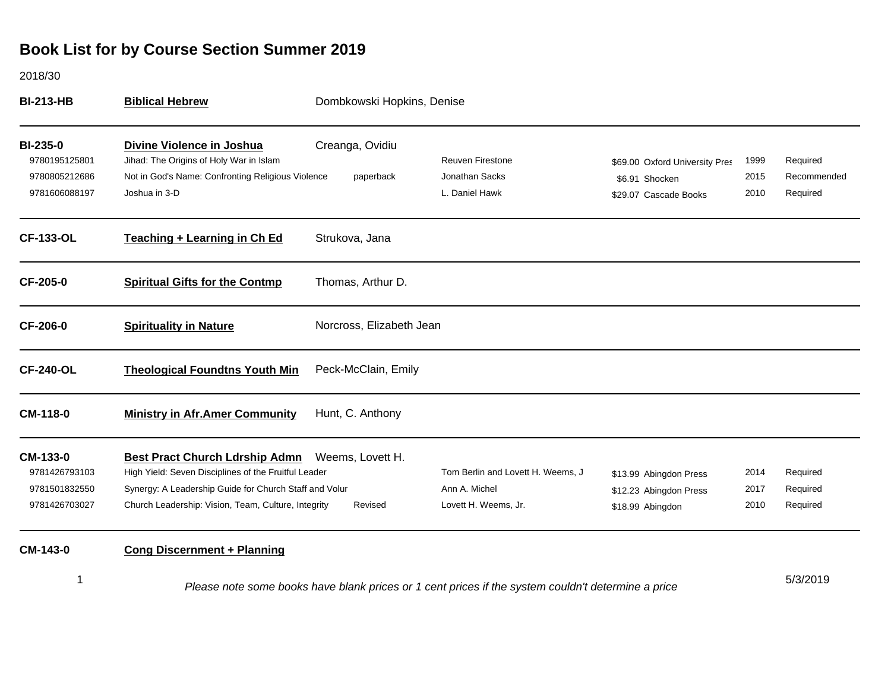# Book List for by Course Section Summer 2019

2018/30

| | | | | | | | |
|---|---|---|---|---|---|---|---|
| **BI-213-HB** | **Biblical Hebrew** | Dombkowski Hopkins, Denise | | | | | |
| **BI-235-0** | **Divine Violence in Joshua** | Creanga, Ovidiu | | | | | |
| 9780195125801 | Jihad: The Origins of Holy War in Islam | | Reuven Firestone | $69.00 | Oxford University Pres | 1999 | Required |
| 9780805212686 | Not in God's Name: Confronting Religious Violence | paperback | Jonathan Sacks | $6.91 | Shocken | 2015 | Recommended |
| 9781606088197 | Joshua in 3-D | | L. Daniel Hawk | $29.07 | Cascade Books | 2010 | Required |
| **CF-133-OL** | **Teaching + Learning in Ch Ed** | Strukova, Jana | | | | | |
| **CF-205-0** | **Spiritual Gifts for the Contmp** | Thomas, Arthur D. | | | | | |
| **CF-206-0** | **Spirituality in Nature** | Norcross, Elizabeth Jean | | | | | |
| **CF-240-OL** | **Theological Foundtns Youth Min** | Peck-McClain, Emily | | | | | |
| **CM-118-0** | **Ministry in Afr.Amer Community** | Hunt, C. Anthony | | | | | |
| **CM-133-0** | **Best Pract Church Ldrship Admn** | Weems, Lovett H. | | | | | |
| 9781426793103 | High Yield: Seven Disciplines of the Fruitful Leader | | Tom Berlin and Lovett H. Weems, J | $13.99 | Abingdon Press | 2014 | Required |
| 9781501832550 | Synergy: A Leadership Guide for Church Staff and Volur | | Ann A. Michel | $12.23 | Abingdon Press | 2017 | Required |
| 9781426703027 | Church Leadership: Vision, Team, Culture, Integrity | Revised | Lovett H. Weems, Jr. | $18.99 | Abingdon | 2010 | Required |
| **CM-143-0** | **Cong Discernment + Planning** | | | | | | |

*Please note some books have blank prices or 1 cent prices if the system couldn't determine a price*

5/3/2019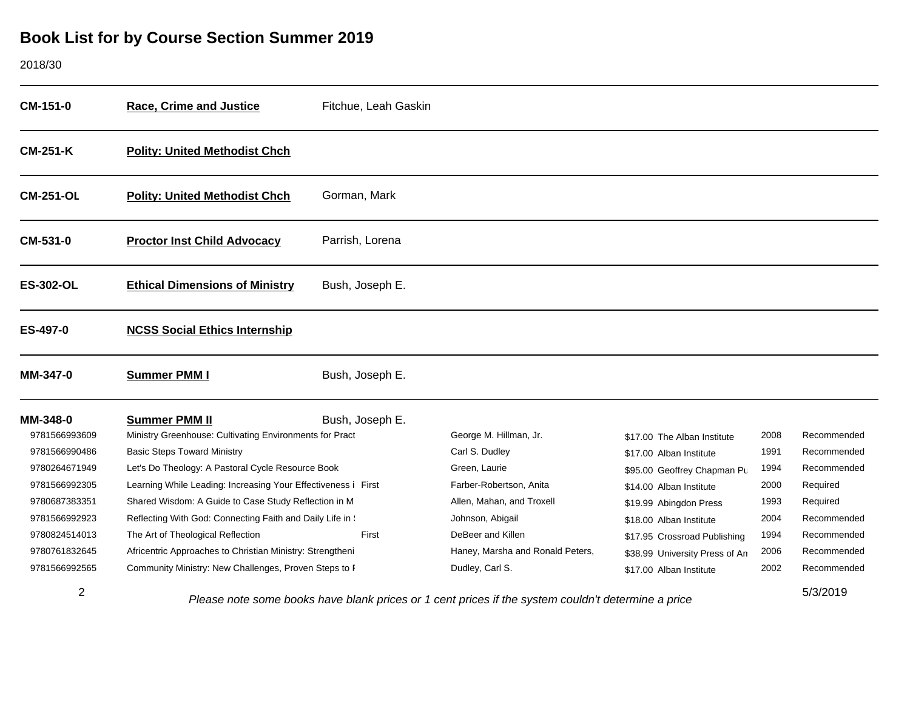## Book List for by Course Section Summer 2019

2018/30

---

**CM-151-0** **Race, Crime and Justice** Fitchue, Leah Gaskin

---

**CM-251-K** **Polity: United Methodist Chch**

---

**CM-251-OL** **Polity: United Methodist Chch** Gorman, Mark

---

**CM-531-0** **Proctor Inst Child Advocacy** Parrish, Lorena

---

**ES-302-OL** **Ethical Dimensions of Ministry** Bush, Joseph E.

---

**ES-497-0** **NCSS Social Ethics Internship**

---

**MM-347-0** **Summer PMM I** Bush, Joseph E.

---

**MM-348-0** **Summer PMM II** Bush, Joseph E.

| | | | | | | | |
|---|---|---|---|---|---|---|---|
| 9781566993609 | Ministry Greenhouse: Cultivating Environments for Pract | | George M. Hillman, Jr. | $17.00 | The Alban Institute | 2008 | Recommended |
| 9781566990486 | Basic Steps Toward Ministry | | Carl S. Dudley | $17.00 | Alban Institute | 1991 | Recommended |
| 9780264671949 | Let's Do Theology: A Pastoral Cycle Resource Book | | Green, Laurie | $95.00 | Geoffrey Chapman Pu | 1994 | Recommended |
| 9781566992305 | Learning While Leading: Increasing Your Effectiveness i | First | Farber-Robertson, Anita | $14.00 | Alban Institute | 2000 | Required |
| 9780687383351 | Shared Wisdom: A Guide to Case Study Reflection in M | | Allen, Mahan, and Troxell | $19.99 | Abingdon Press | 1993 | Required |
| 9781566992923 | Reflecting With God: Connecting Faith and Daily Life in S | | Johnson, Abigail | $18.00 | Alban Institute | 2004 | Recommended |
| 9780824514013 | The Art of Theological Reflection | First | DeBeer and Killen | $17.95 | Crossroad Publishing | 1994 | Recommended |
| 9780761832645 | Africentric Approaches to Christian Ministry: Strengtheni | | Haney, Marsha and Ronald Peters, | $38.99 | University Press of An | 2006 | Recommended |
| 9781566992565 | Community Ministry: New Challenges, Proven Steps to F | | Dudley, Carl S. | $17.00 | Alban Institute | 2002 | Recommended |

*Please note some books have blank prices or 1 cent prices if the system couldn't determine a price*

5/3/2019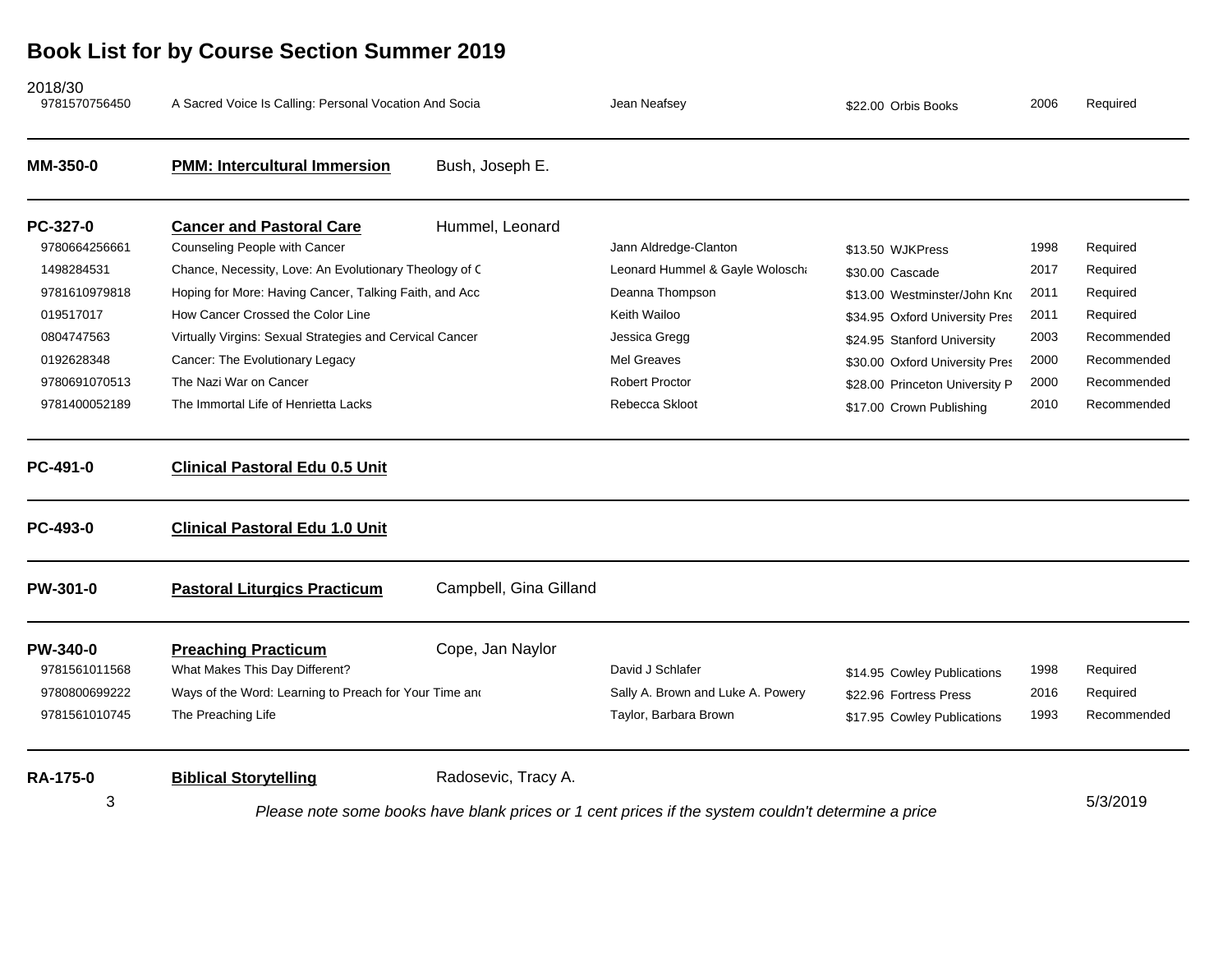# Book List for by Course Section Summer 2019

2018/30

| | | | | | |
|---|---|---|---|---|---|
| 9781570756450 | A Sacred Voice Is Calling: Personal Vocation And Socia | Jean Neafsey | $22.00 Orbis Books | 2006 | Required |

**MM-350-0** **PMM: Intercultural Immersion** Bush, Joseph E.

**PC-327-0** **Cancer and Pastoral Care** Hummel, Leonard

| | | | | | |
|---|---|---|---|---|---|
| 9780664256661 | Counseling People with Cancer | Jann Aldredge-Clanton | $13.50 WJKPress | 1998 | Required |
| 1498284531 | Chance, Necessity, Love: An Evolutionary Theology of C | Leonard Hummel & Gayle Woloscha | $30.00 Cascade | 2017 | Required |
| 9781610979818 | Hoping for More: Having Cancer, Talking Faith, and Acc | Deanna Thompson | $13.00 Westminster/John Kno | 2011 | Required |
| 019517017 | How Cancer Crossed the Color Line | Keith Wailoo | $34.95 Oxford University Pres | 2011 | Required |
| 0804747563 | Virtually Virgins: Sexual Strategies and Cervical Cancer | Jessica Gregg | $24.95 Stanford University | 2003 | Recommended |
| 0192628348 | Cancer: The Evolutionary Legacy | Mel Greaves | $30.00 Oxford University Pres | 2000 | Recommended |
| 9780691070513 | The Nazi War on Cancer | Robert Proctor | $28.00 Princeton University P | 2000 | Recommended |
| 9781400052189 | The Immortal Life of Henrietta Lacks | Rebecca Skloot | $17.00 Crown Publishing | 2010 | Recommended |

**PC-491-0** **Clinical Pastoral Edu 0.5 Unit**

**PC-493-0** **Clinical Pastoral Edu 1.0 Unit**

**PW-301-0** **Pastoral Liturgics Practicum** Campbell, Gina Gilland

**PW-340-0** **Preaching Practicum** Cope, Jan Naylor

| | | | | | |
|---|---|---|---|---|---|
| 9781561011568 | What Makes This Day Different? | David J Schlafer | $14.95 Cowley Publications | 1998 | Required |
| 9780800699222 | Ways of the Word: Learning to Preach for Your Time and | Sally A. Brown and Luke A. Powery | $22.96 Fortress Press | 2016 | Required |
| 9781561010745 | The Preaching Life | Taylor, Barbara Brown | $17.95 Cowley Publications | 1993 | Recommended |

**RA-175-0** **Biblical Storytelling** Radosevic, Tracy A.

*Please note some books have blank prices or 1 cent prices if the system couldn't determine a price*

5/3/2019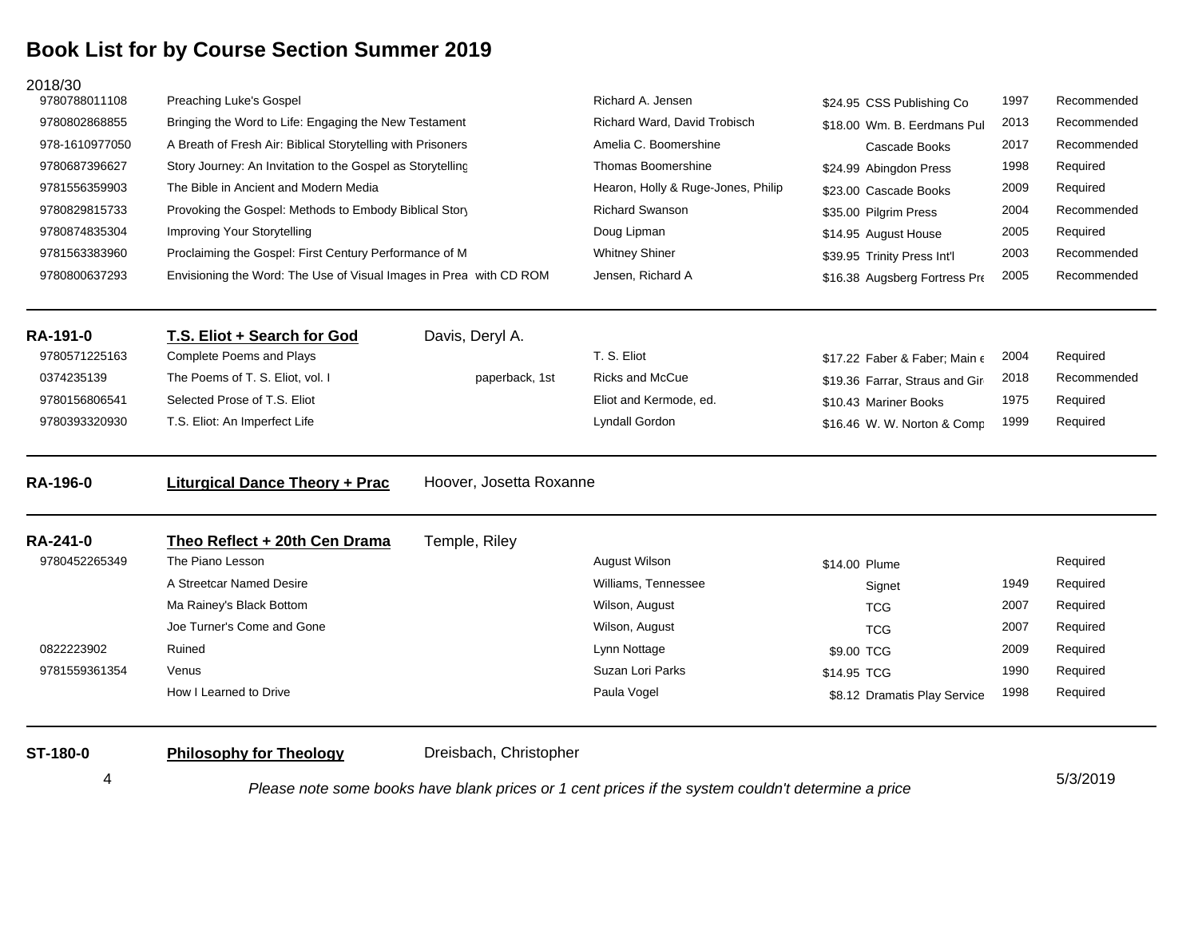# Book List for by Course Section Summer 2019

2018/30

| | | | | | | |
|---|---|---|---|---|---|---|
| 9780788011108 | Preaching Luke's Gospel | | Richard A. Jensen | $24.95 CSS Publishing Co | 1997 | Recommended |
| 9780802868855 | Bringing the Word to Life: Engaging the New Testament | | Richard Ward, David Trobisch | $18.00 Wm. B. Eerdmans Pul | 2013 | Recommended |
| 978-1610977050 | A Breath of Fresh Air: Biblical Storytelling with Prisoners | | Amelia C. Boomershine | Cascade Books | 2017 | Recommended |
| 9780687396627 | Story Journey: An Invitation to the Gospel as Storytelling | | Thomas Boomershine | $24.99 Abingdon Press | 1998 | Required |
| 9781556359903 | The Bible in Ancient and Modern Media | | Hearon, Holly & Ruge-Jones, Philip | $23.00 Cascade Books | 2009 | Required |
| 9780829815733 | Provoking the Gospel: Methods to Embody Biblical Story | | Richard Swanson | $35.00 Pilgrim Press | 2004 | Recommended |
| 9780874835304 | Improving Your Storytelling | | Doug Lipman | $14.95 August House | 2005 | Required |
| 9781563383960 | Proclaiming the Gospel: First Century Performance of M | | Whitney Shiner | $39.95 Trinity Press Int'l | 2003 | Recommended |
| 9780800637293 | Envisioning the Word: The Use of Visual Images in Prea | with CD ROM | Jensen, Richard A | $16.38 Augsberg Fortress Pre | 2005 | Recommended |

## RA-191-0 — T.S. Eliot + Search for God — Davis, Deryl A.

| | | | | | | |
|---|---|---|---|---|---|---|
| 9780571225163 | Complete Poems and Plays | | T. S. Eliot | $17.22 Faber & Faber; Main e | 2004 | Required |
| 0374235139 | The Poems of T. S. Eliot, vol. I | paperback, 1st | Ricks and McCue | $19.36 Farrar, Straus and Gir | 2018 | Recommended |
| 9780156806541 | Selected Prose of T.S. Eliot | | Eliot and Kermode, ed. | $10.43 Mariner Books | 1975 | Required |
| 9780393320930 | T.S. Eliot: An Imperfect Life | | Lyndall Gordon | $16.46 W. W. Norton & Comp | 1999 | Required |

## RA-196-0 — Liturgical Dance Theory + Prac — Hoover, Josetta Roxanne

## RA-241-0 — Theo Reflect + 20th Cen Drama — Temple, Riley

| | | | | | |
|---|---|---|---|---|---|
| 9780452265349 | The Piano Lesson | August Wilson | $14.00 Plume | | Required |
| | A Streetcar Named Desire | Williams, Tennessee | Signet | 1949 | Required |
| | Ma Rainey's Black Bottom | Wilson, August | TCG | 2007 | Required |
| | Joe Turner's Come and Gone | Wilson, August | TCG | 2007 | Required |
| 0822223902 | Ruined | Lynn Nottage | $9.00 TCG | 2009 | Required |
| 9781559361354 | Venus | Suzan Lori Parks | $14.95 TCG | 1990 | Required |
| | How I Learned to Drive | Paula Vogel | $8.12 Dramatis Play Service | 1998 | Required |

## ST-180-0 — Philosophy for Theology — Dreisbach, Christopher

*Please note some books have blank prices or 1 cent prices if the system couldn't determine a price*

5/3/2019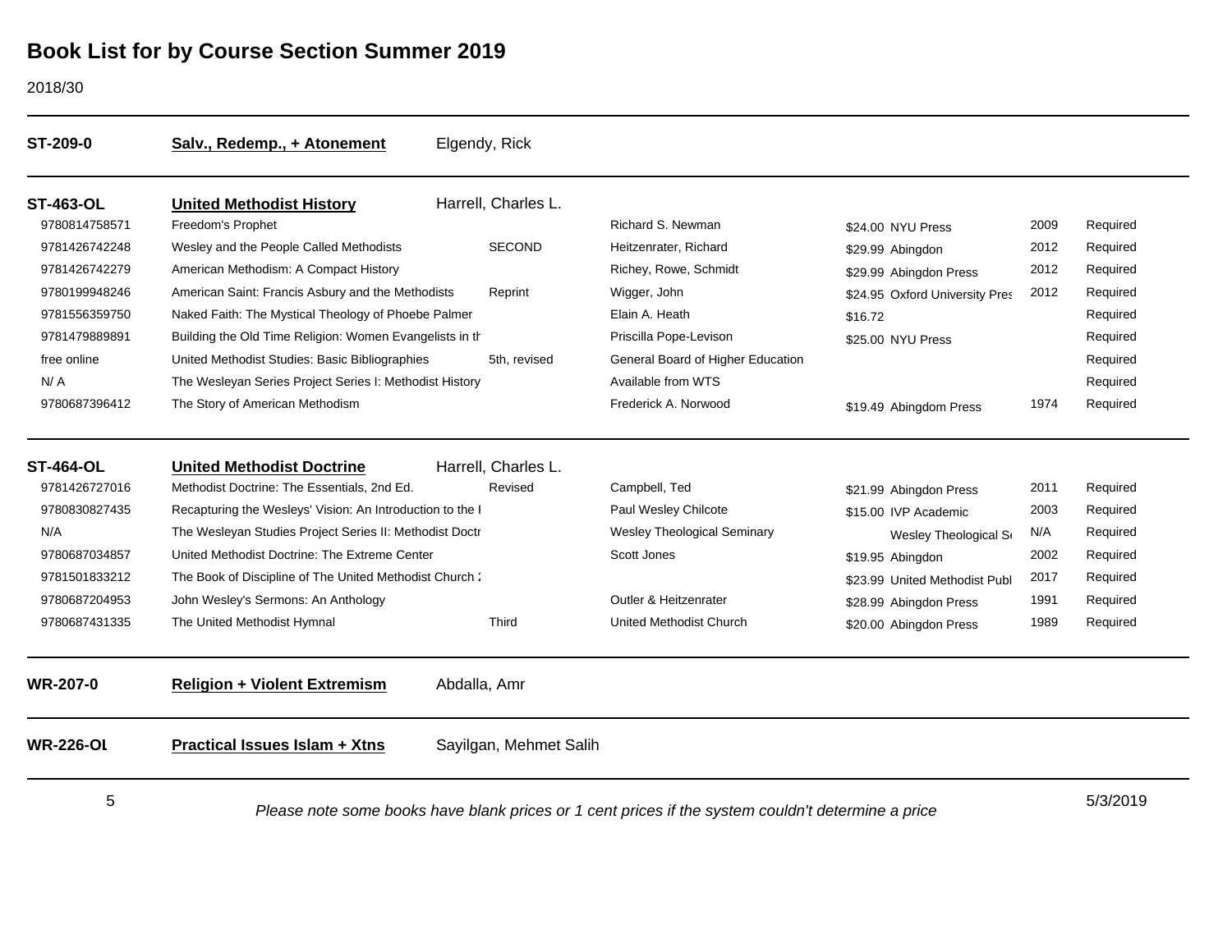## Book List for by Course Section Summer 2019

2018/30

---

**ST-209-0** | **Salv., Redemp., + Atonement** | Elgendy, Rick

---

**ST-463-OL** | **United Methodist History** | Harrell, Charles L.

| ISBN | Title | Edition | Author | Price | Publisher | Year | Status |
|---|---|---|---|---|---|---|---|
| 9780814758571 | Freedom's Prophet | | Richard S. Newman | $24.00 | NYU Press | 2009 | Required |
| 9781426742248 | Wesley and the People Called Methodists | SECOND | Heitzenrater, Richard | $29.99 | Abingdon | 2012 | Required |
| 9781426742279 | American Methodism: A Compact History | | Richey, Rowe, Schmidt | $29.99 | Abingdon Press | 2012 | Required |
| 9780199948246 | American Saint: Francis Asbury and the Methodists | Reprint | Wigger, John | $24.95 | Oxford University Pres | 2012 | Required |
| 9781556359750 | Naked Faith: The Mystical Theology of Phoebe Palmer | | Elain A. Heath | $16.72 | | | Required |
| 9781479889891 | Building the Old Time Religion: Women Evangelists in th | | Priscilla Pope-Levison | $25.00 | NYU Press | | Required |
| free online | United Methodist Studies: Basic Bibliographies | 5th, revised | General Board of Higher Education | | | | Required |
| N/ A | The Wesleyan Series Project Series I: Methodist History | | Available from WTS | | | | Required |
| 9780687396412 | The Story of American Methodism | | Frederick A. Norwood | $19.49 | Abingdom Press | 1974 | Required |

---

**ST-464-OL** | **United Methodist Doctrine** | Harrell, Charles L.

| ISBN | Title | Edition | Author | Price | Publisher | Year | Status |
|---|---|---|---|---|---|---|---|
| 9781426727016 | Methodist Doctrine: The Essentials, 2nd Ed. | Revised | Campbell, Ted | $21.99 | Abingdon Press | 2011 | Required |
| 9780830827435 | Recapturing the Wesleys' Vision: An Introduction to the I | | Paul Wesley Chilcote | $15.00 | IVP Academic | 2003 | Required |
| N/A | The Wesleyan Studies Project Series II: Methodist Doctr | | Wesley Theological Seminary | | Wesley Theological S | N/A | Required |
| 9780687034857 | United Methodist Doctrine: The Extreme Center | | Scott Jones | $19.95 | Abingdon | 2002 | Required |
| 9781501833212 | The Book of Discipline of The United Methodist Church 2 | | | $23.99 | United Methodist Publ | 2017 | Required |
| 9780687204953 | John Wesley's Sermons: An Anthology | | Outler & Heitzenrater | $28.99 | Abingdon Press | 1991 | Required |
| 9780687431335 | The United Methodist Hymnal | Third | United Methodist Church | $20.00 | Abingdon Press | 1989 | Required |

---

**WR-207-0** | **Religion + Violent Extremism** | Abdalla, Amr

---

**WR-226-OL** | **Practical Issues Islam + Xtns** | Sayilgan, Mehmet Salih

---

*Please note some books have blank prices or 1 cent prices if the system couldn't determine a price*

5/3/2019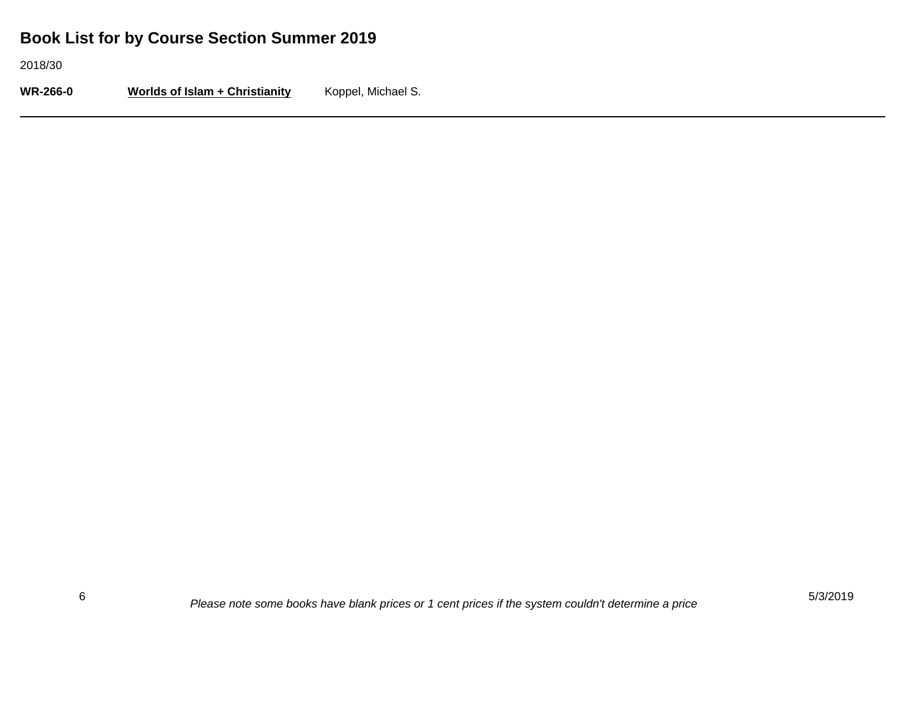## Book List for by Course Section Summer 2019

2018/30

**WR-266-0** **Worlds of Islam + Christianity** Koppel, Michael S.

---

*Please note some books have blank prices or 1 cent prices if the system couldn't determine a price*

5/3/2019